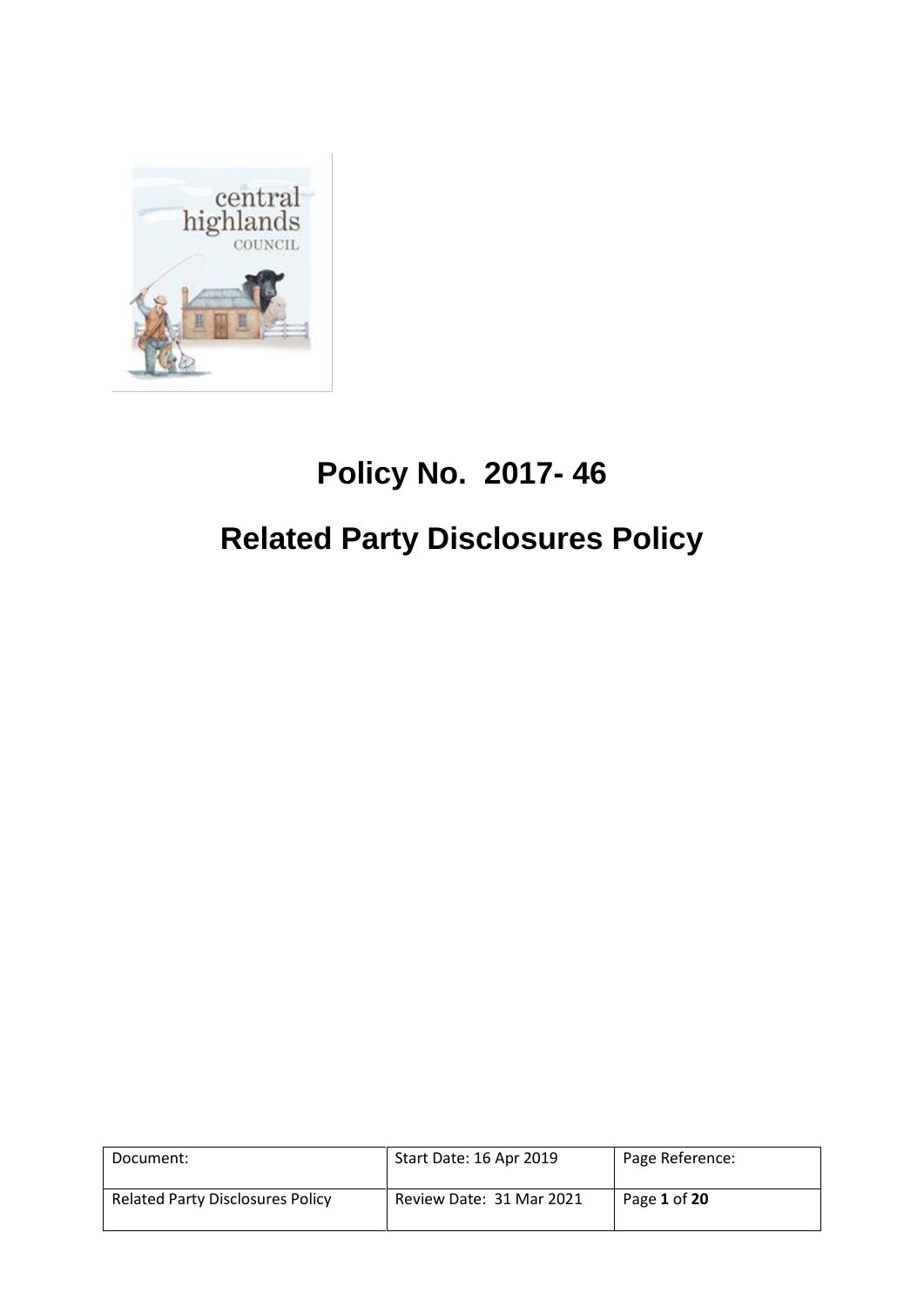# Policy No. 2017- 46

# Related Party Disclosures Policy

| Document: | Start Date: 16 Apr 2019 | Page Reference: |
| --- | --- | --- |
| Related Party Disclosures Policy | Review Date: 31 Mar 2021 | Page **1** of **20** |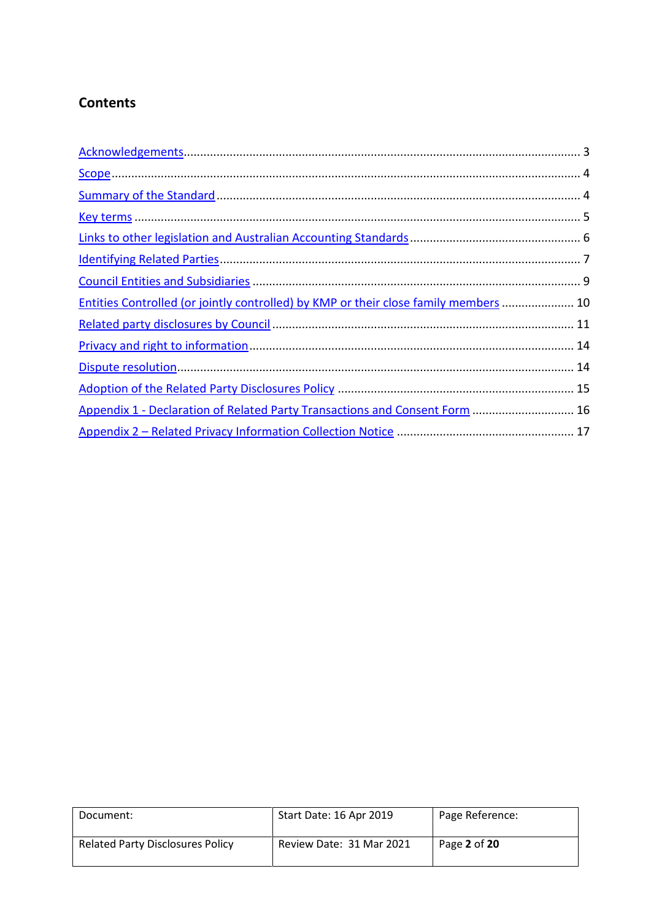## Contents

- Acknowledgements ........................................................................................................ 3
- Scope ........................................................................................................................... 4
- Summary of the Standard ............................................................................................. 4
- Key terms ..................................................................................................................... 5
- Links to other legislation and Australian Accounting Standards .................................. 6
- Identifying Related Parties ............................................................................................ 7
- Council Entities and Subsidiaries .................................................................................. 9
- Entities Controlled (or jointly controlled) by KMP or their close family members ...................... 10
- Related party disclosures by Council ........................................................................... 11
- Privacy and right to information .................................................................................. 14
- Dispute resolution ....................................................................................................... 14
- Adoption of the Related Party Disclosures Policy ....................................................... 15
- Appendix 1 - Declaration of Related Party Transactions and Consent Form ............................... 16
- Appendix 2 – Related Privacy Information Collection Notice ..................................................... 17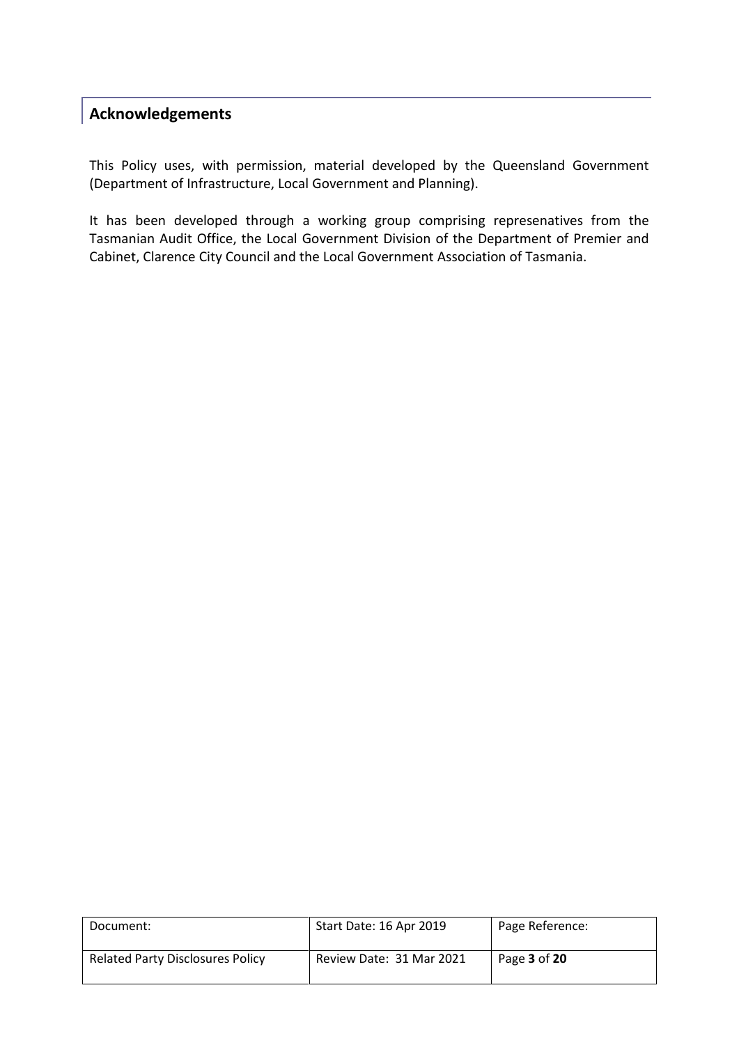## Acknowledgements

This Policy uses, with permission, material developed by the Queensland Government (Department of Infrastructure, Local Government and Planning).

It has been developed through a working group comprising represenatives from the Tasmanian Audit Office, the Local Government Division of the Department of Premier and Cabinet, Clarence City Council and the Local Government Association of Tasmania.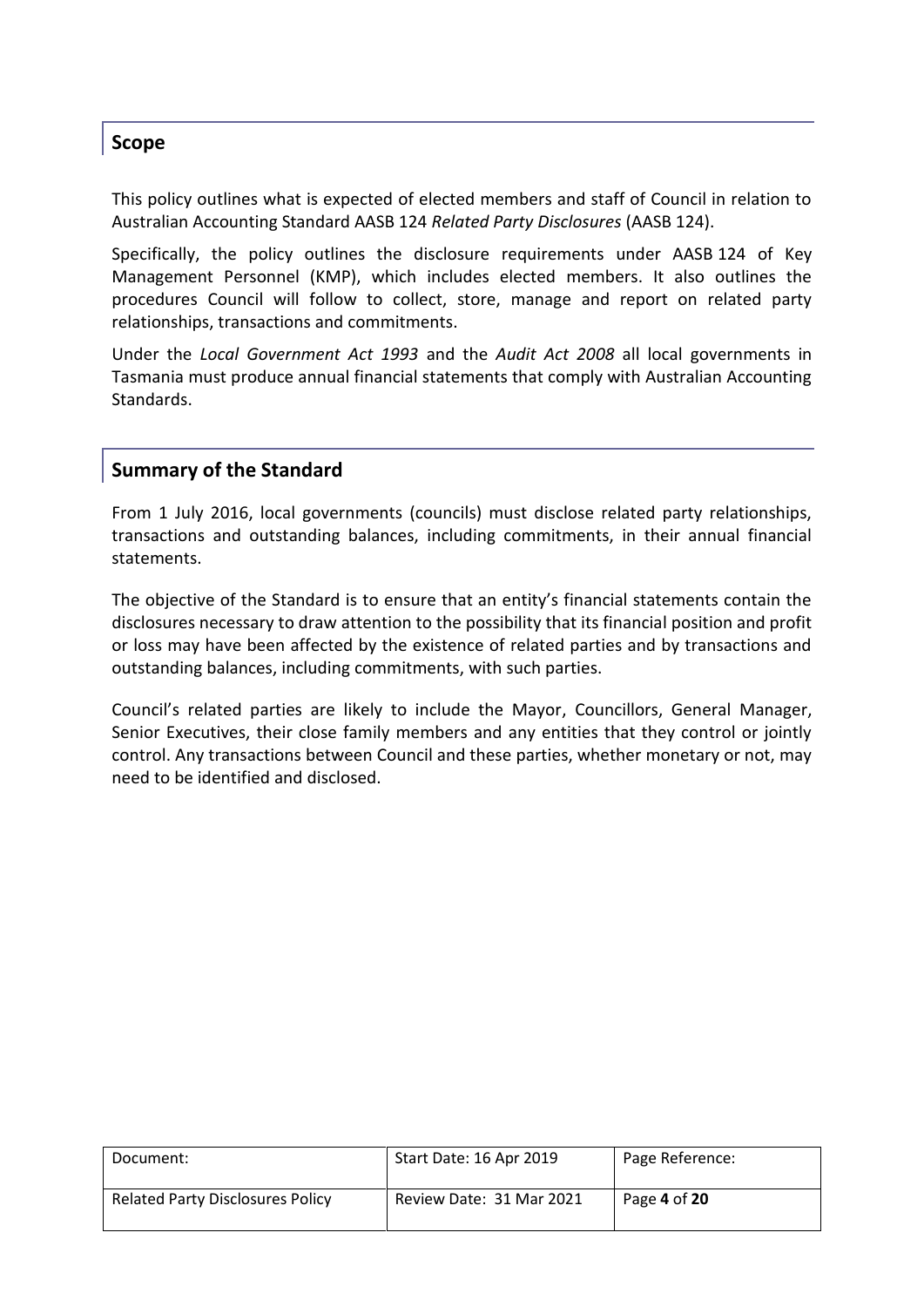## Scope

This policy outlines what is expected of elected members and staff of Council in relation to Australian Accounting Standard AASB 124 *Related Party Disclosures* (AASB 124).

Specifically, the policy outlines the disclosure requirements under AASB 124 of Key Management Personnel (KMP), which includes elected members. It also outlines the procedures Council will follow to collect, store, manage and report on related party relationships, transactions and commitments.

Under the *Local Government Act 1993* and the *Audit Act 2008* all local governments in Tasmania must produce annual financial statements that comply with Australian Accounting Standards.

## Summary of the Standard

From 1 July 2016, local governments (councils) must disclose related party relationships, transactions and outstanding balances, including commitments, in their annual financial statements.

The objective of the Standard is to ensure that an entity's financial statements contain the disclosures necessary to draw attention to the possibility that its financial position and profit or loss may have been affected by the existence of related parties and by transactions and outstanding balances, including commitments, with such parties.

Council's related parties are likely to include the Mayor, Councillors, General Manager, Senior Executives, their close family members and any entities that they control or jointly control. Any transactions between Council and these parties, whether monetary or not, may need to be identified and disclosed.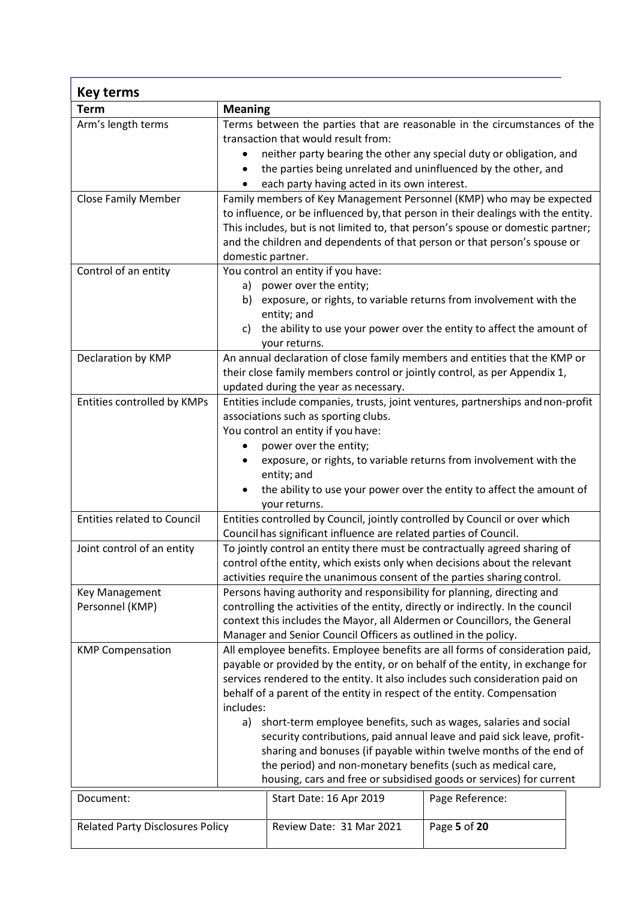## Key terms

| Term | Meaning |
|---|---|
| Arm's length terms | Terms between the parties that are reasonable in the circumstances of the transaction that would result from:<br>• neither party bearing the other any special duty or obligation, and<br>• the parties being unrelated and uninfluenced by the other, and<br>• each party having acted in its own interest. |
| Close Family Member | Family members of Key Management Personnel (KMP) who may be expected to influence, or be influenced by, that person in their dealings with the entity. This includes, but is not limited to, that person's spouse or domestic partner; and the children and dependents of that person or that person's spouse or domestic partner. |
| Control of an entity | You control an entity if you have:<br>a) power over the entity;<br>b) exposure, or rights, to variable returns from involvement with the entity; and<br>c) the ability to use your power over the entity to affect the amount of your returns. |
| Declaration by KMP | An annual declaration of close family members and entities that the KMP or their close family members control or jointly control, as per Appendix 1, updated during the year as necessary. |
| Entities controlled by KMPs | Entities include companies, trusts, joint ventures, partnerships and non-profit associations such as sporting clubs.<br>You control an entity if you have:<br>• power over the entity;<br>• exposure, or rights, to variable returns from involvement with the entity; and<br>• the ability to use your power over the entity to affect the amount of your returns. |
| Entities related to Council | Entities controlled by Council, jointly controlled by Council or over which Council has significant influence are related parties of Council. |
| Joint control of an entity | To jointly control an entity there must be contractually agreed sharing of control of the entity, which exists only when decisions about the relevant activities require the unanimous consent of the parties sharing control. |
| Key Management Personnel (KMP) | Persons having authority and responsibility for planning, directing and controlling the activities of the entity, directly or indirectly. In the council context this includes the Mayor, all Aldermen or Councillors, the General Manager and Senior Council Officers as outlined in the policy. |
| KMP Compensation | All employee benefits. Employee benefits are all forms of consideration paid, payable or provided by the entity, or on behalf of the entity, in exchange for services rendered to the entity. It also includes such consideration paid on behalf of a parent of the entity in respect of the entity. Compensation includes:<br>a) short-term employee benefits, such as wages, salaries and social security contributions, paid annual leave and paid sick leave, profit-sharing and bonuses (if payable within twelve months of the end of the period) and non-monetary benefits (such as medical care, housing, cars and free or subsidised goods or services) for current |

| Document: | Start Date: 16 Apr 2019 | Page Reference: |
|---|---|---|
| Related Party Disclosures Policy | Review Date: 31 Mar 2021 | Page **5** of **20** |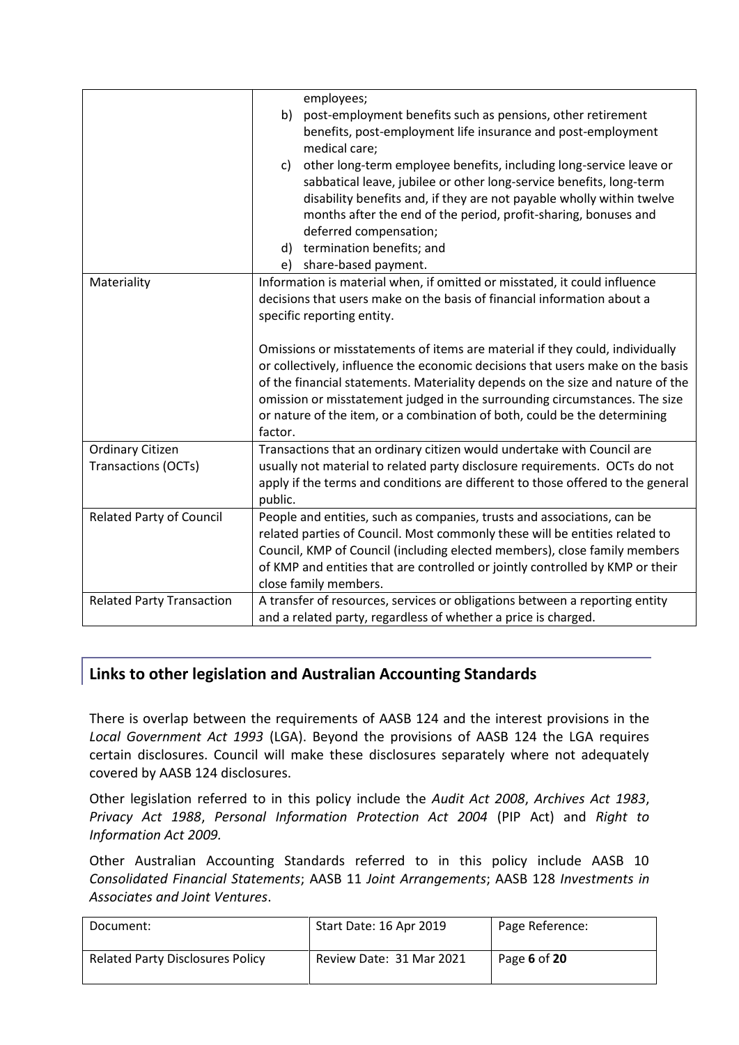| | |
|---|---|
| | employees;<br>b) post-employment benefits such as pensions, other retirement benefits, post-employment life insurance and post-employment medical care;<br>c) other long-term employee benefits, including long-service leave or sabbatical leave, jubilee or other long-service benefits, long-term disability benefits and, if they are not payable wholly within twelve months after the end of the period, profit-sharing, bonuses and deferred compensation;<br>d) termination benefits; and<br>e) share-based payment. |
| Materiality | Information is material when, if omitted or misstated, it could influence decisions that users make on the basis of financial information about a specific reporting entity.<br><br>Omissions or misstatements of items are material if they could, individually or collectively, influence the economic decisions that users make on the basis of the financial statements. Materiality depends on the size and nature of the omission or misstatement judged in the surrounding circumstances. The size or nature of the item, or a combination of both, could be the determining factor. |
| Ordinary Citizen Transactions (OCTs) | Transactions that an ordinary citizen would undertake with Council are usually not material to related party disclosure requirements. OCTs do not apply if the terms and conditions are different to those offered to the general public. |
| Related Party of Council | People and entities, such as companies, trusts and associations, can be related parties of Council. Most commonly these will be entities related to Council, KMP of Council (including elected members), close family members of KMP and entities that are controlled or jointly controlled by KMP or their close family members. |
| Related Party Transaction | A transfer of resources, services or obligations between a reporting entity and a related party, regardless of whether a price is charged. |

## Links to other legislation and Australian Accounting Standards

There is overlap between the requirements of AASB 124 and the interest provisions in the *Local Government Act 1993* (LGA). Beyond the provisions of AASB 124 the LGA requires certain disclosures. Council will make these disclosures separately where not adequately covered by AASB 124 disclosures.

Other legislation referred to in this policy include the *Audit Act 2008*, *Archives Act 1983*, *Privacy Act 1988*, *Personal Information Protection Act 2004* (PIP Act) and *Right to Information Act 2009.*

Other Australian Accounting Standards referred to in this policy include AASB 10 *Consolidated Financial Statements*; AASB 11 *Joint Arrangements*; AASB 128 *Investments in Associates and Joint Ventures*.

| Document: | Start Date: 16 Apr 2019 | Page Reference: |
|---|---|---|
| Related Party Disclosures Policy | Review Date: 31 Mar 2021 | Page **6** of **20** |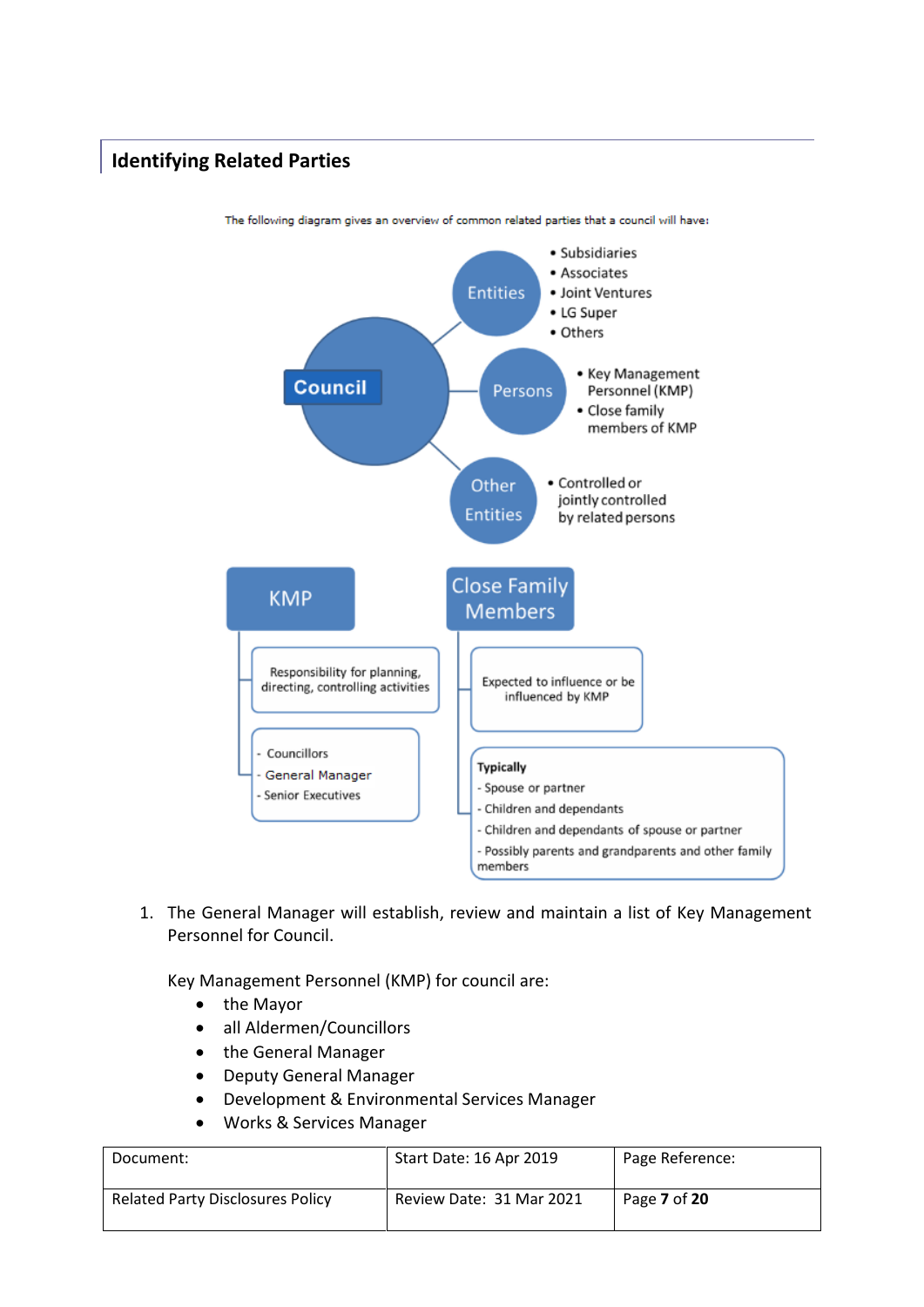## Identifying Related Parties

The following diagram gives an overview of common related parties that a council will have:

**Council**

- **Entities**
  - Subsidiaries
  - Associates
  - Joint Ventures
  - LG Super
  - Others
- **Persons**
  - Key Management Personnel (KMP)
  - Close family members of KMP
- **Other Entities**
  - Controlled or jointly controlled by related persons

**KMP**

- Responsibility for planning, directing, controlling activities
- - Councillors
  - General Manager
  - Senior Executives

**Close Family Members**

- Expected to influence or be influenced by KMP
- **Typically**
  - Spouse or partner
  - Children and dependants
  - Children and dependants of spouse or partner
  - Possibly parents and grandparents and other family members

1. The General Manager will establish, review and maintain a list of Key Management Personnel for Council.

   Key Management Personnel (KMP) for council are:

   - the Mayor
   - all Aldermen/Councillors
   - the General Manager
   - Deputy General Manager
   - Development & Environmental Services Manager
   - Works & Services Manager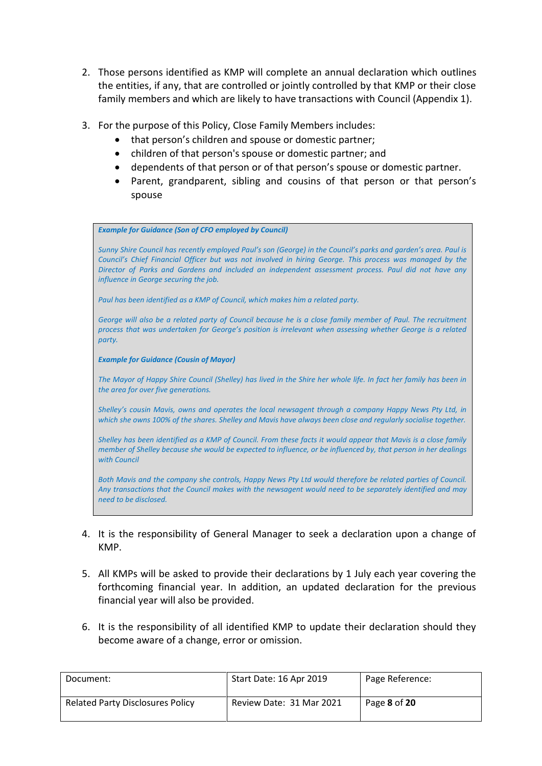2. Those persons identified as KMP will complete an annual declaration which outlines the entities, if any, that are controlled or jointly controlled by that KMP or their close family members and which are likely to have transactions with Council (Appendix 1).

3. For the purpose of this Policy, Close Family Members includes:
   - that person's children and spouse or domestic partner;
   - children of that person's spouse or domestic partner; and
   - dependents of that person or of that person's spouse or domestic partner.
   - Parent, grandparent, sibling and cousins of that person or that person's spouse

> ***Example for Guidance (Son of CFO employed by Council)***
>
> *Sunny Shire Council has recently employed Paul's son (George) in the Council's parks and garden's area. Paul is Council's Chief Financial Officer but was not involved in hiring George. This process was managed by the Director of Parks and Gardens and included an independent assessment process. Paul did not have any influence in George securing the job.*
>
> *Paul has been identified as a KMP of Council, which makes him a related party.*
>
> *George will also be a related party of Council because he is a close family member of Paul. The recruitment process that was undertaken for George's position is irrelevant when assessing whether George is a related party.*
>
> ***Example for Guidance (Cousin of Mayor)***
>
> *The Mayor of Happy Shire Council (Shelley) has lived in the Shire her whole life. In fact her family has been in the area for over five generations.*
>
> *Shelley's cousin Mavis, owns and operates the local newsagent through a company Happy News Pty Ltd, in which she owns 100% of the shares. Shelley and Mavis have always been close and regularly socialise together.*
>
> *Shelley has been identified as a KMP of Council. From these facts it would appear that Mavis is a close family member of Shelley because she would be expected to influence, or be influenced by, that person in her dealings with Council*
>
> *Both Mavis and the company she controls, Happy News Pty Ltd would therefore be related parties of Council. Any transactions that the Council makes with the newsagent would need to be separately identified and may need to be disclosed.*

4. It is the responsibility of General Manager to seek a declaration upon a change of KMP.

5. All KMPs will be asked to provide their declarations by 1 July each year covering the forthcoming financial year. In addition, an updated declaration for the previous financial year will also be provided.

6. It is the responsibility of all identified KMP to update their declaration should they become aware of a change, error or omission.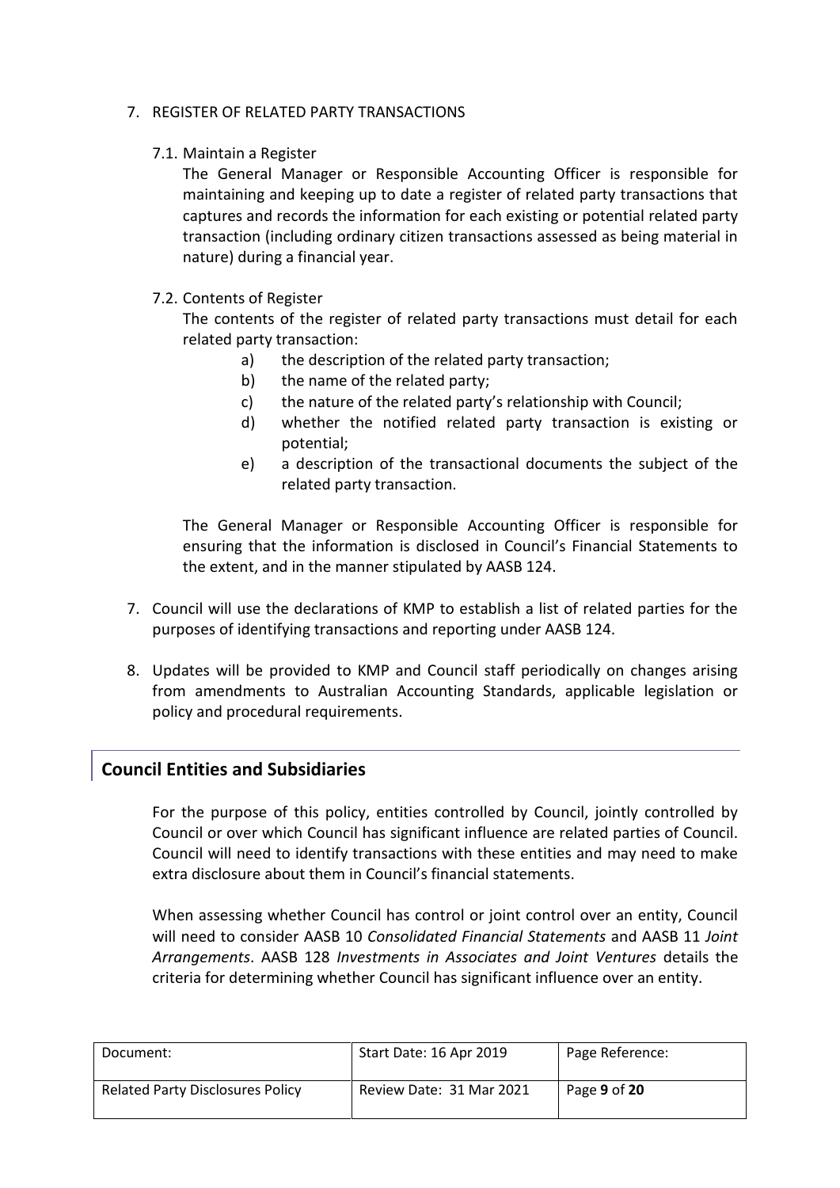7. REGISTER OF RELATED PARTY TRANSACTIONS

   7.1. Maintain a Register

   The General Manager or Responsible Accounting Officer is responsible for maintaining and keeping up to date a register of related party transactions that captures and records the information for each existing or potential related party transaction (including ordinary citizen transactions assessed as being material in nature) during a financial year.

   7.2. Contents of Register

   The contents of the register of related party transactions must detail for each related party transaction:

   a) the description of the related party transaction;
   b) the name of the related party;
   c) the nature of the related party's relationship with Council;
   d) whether the notified related party transaction is existing or potential;
   e) a description of the transactional documents the subject of the related party transaction.

   The General Manager or Responsible Accounting Officer is responsible for ensuring that the information is disclosed in Council's Financial Statements to the extent, and in the manner stipulated by AASB 124.

7. Council will use the declarations of KMP to establish a list of related parties for the purposes of identifying transactions and reporting under AASB 124.

8. Updates will be provided to KMP and Council staff periodically on changes arising from amendments to Australian Accounting Standards, applicable legislation or policy and procedural requirements.

## Council Entities and Subsidiaries

For the purpose of this policy, entities controlled by Council, jointly controlled by Council or over which Council has significant influence are related parties of Council. Council will need to identify transactions with these entities and may need to make extra disclosure about them in Council's financial statements.

When assessing whether Council has control or joint control over an entity, Council will need to consider AASB 10 *Consolidated Financial Statements* and AASB 11 *Joint Arrangements*. AASB 128 *Investments in Associates and Joint Ventures* details the criteria for determining whether Council has significant influence over an entity.

| Document: | Start Date: 16 Apr 2019 | Page Reference: |
| --- | --- | --- |
| Related Party Disclosures Policy | Review Date: 31 Mar 2021 | Page **9** of **20** |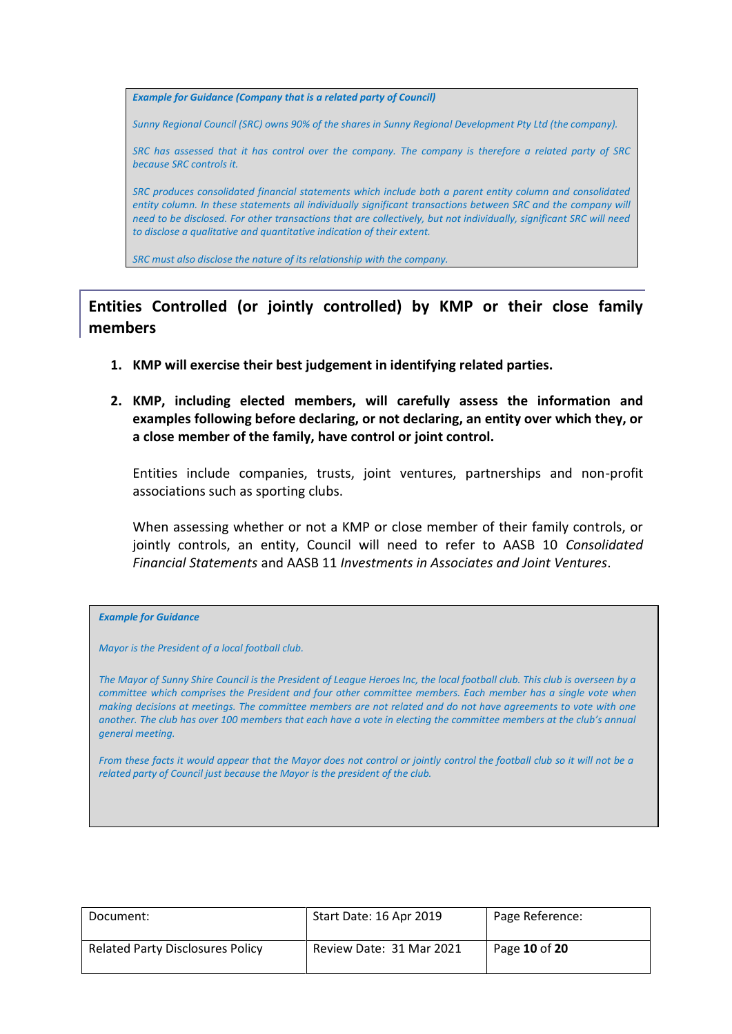> ***Example for Guidance (Company that is a related party of Council)***
>
> *Sunny Regional Council (SRC) owns 90% of the shares in Sunny Regional Development Pty Ltd (the company).*
>
> *SRC has assessed that it has control over the company. The company is therefore a related party of SRC because SRC controls it.*
>
> *SRC produces consolidated financial statements which include both a parent entity column and consolidated entity column. In these statements all individually significant transactions between SRC and the company will need to be disclosed. For other transactions that are collectively, but not individually, significant SRC will need to disclose a qualitative and quantitative indication of their extent.*
>
> *SRC must also disclose the nature of its relationship with the company.*

## Entities Controlled (or jointly controlled) by KMP or their close family members

1. **KMP will exercise their best judgement in identifying related parties.**

2. **KMP, including elected members, will carefully assess the information and examples following before declaring, or not declaring, an entity over which they, or a close member of the family, have control or joint control.**

   Entities include companies, trusts, joint ventures, partnerships and non-profit associations such as sporting clubs.

   When assessing whether or not a KMP or close member of their family controls, or jointly controls, an entity, Council will need to refer to AASB 10 *Consolidated Financial Statements* and AASB 11 *Investments in Associates and Joint Ventures*.

> ***Example for Guidance***
>
> *Mayor is the President of a local football club.*
>
> *The Mayor of Sunny Shire Council is the President of League Heroes Inc, the local football club. This club is overseen by a committee which comprises the President and four other committee members. Each member has a single vote when making decisions at meetings. The committee members are not related and do not have agreements to vote with one another. The club has over 100 members that each have a vote in electing the committee members at the club's annual general meeting.*
>
> *From these facts it would appear that the Mayor does not control or jointly control the football club so it will not be a related party of Council just because the Mayor is the president of the club.*

| Document: | Start Date: 16 Apr 2019 | Page Reference: |
|---|---|---|
| Related Party Disclosures Policy | Review Date: 31 Mar 2021 | Page **10** of **20** |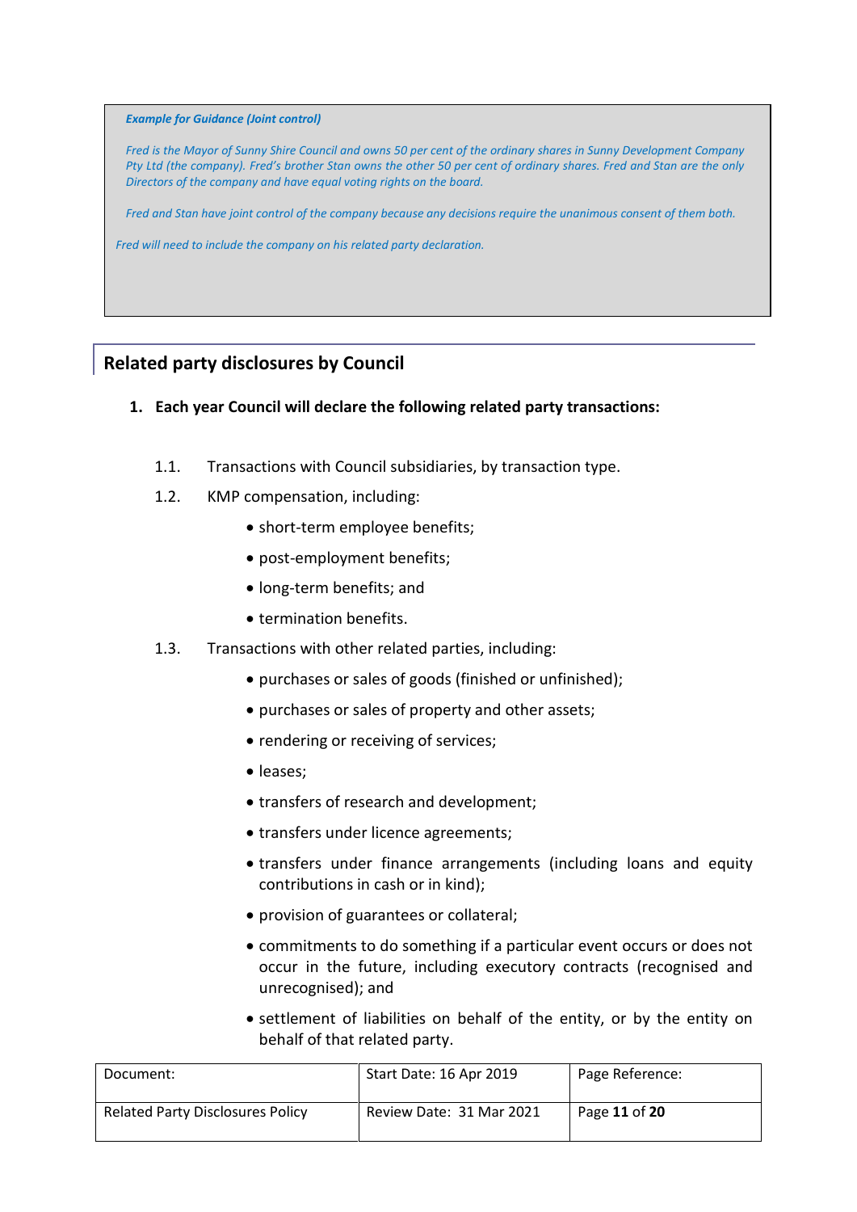***Example for Guidance (Joint control)***

*Fred is the Mayor of Sunny Shire Council and owns 50 per cent of the ordinary shares in Sunny Development Company Pty Ltd (the company). Fred's brother Stan owns the other 50 per cent of ordinary shares. Fred and Stan are the only Directors of the company and have equal voting rights on the board.*

*Fred and Stan have joint control of the company because any decisions require the unanimous consent of them both.*

*Fred will need to include the company on his related party declaration.*

## Related party disclosures by Council

**1. Each year Council will declare the following related party transactions:**

1.1. Transactions with Council subsidiaries, by transaction type.

1.2. KMP compensation, including:

- short-term employee benefits;
- post-employment benefits;
- long-term benefits; and
- termination benefits.

1.3. Transactions with other related parties, including:

- purchases or sales of goods (finished or unfinished);
- purchases or sales of property and other assets;
- rendering or receiving of services;
- leases;
- transfers of research and development;
- transfers under licence agreements;
- transfers under finance arrangements (including loans and equity contributions in cash or in kind);
- provision of guarantees or collateral;
- commitments to do something if a particular event occurs or does not occur in the future, including executory contracts (recognised and unrecognised); and
- settlement of liabilities on behalf of the entity, or by the entity on behalf of that related party.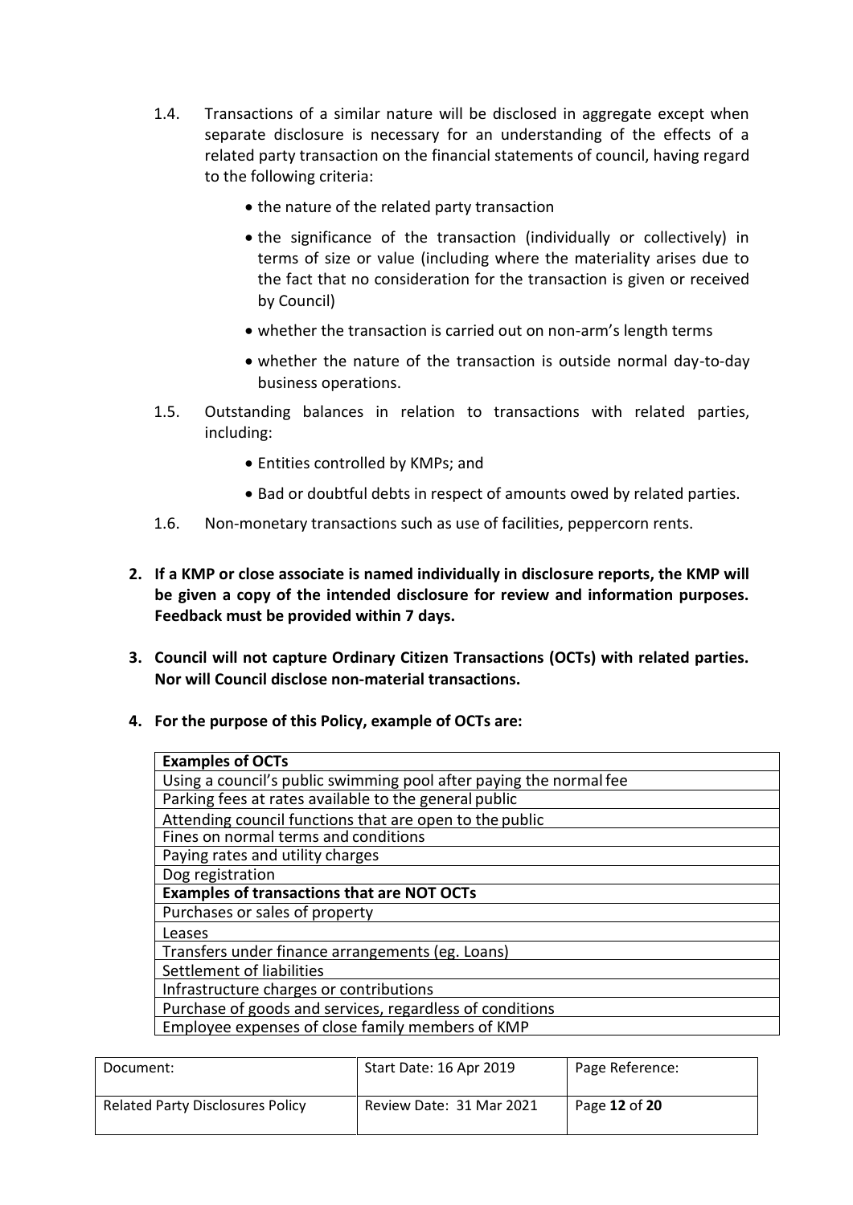1.4. Transactions of a similar nature will be disclosed in aggregate except when separate disclosure is necessary for an understanding of the effects of a related party transaction on the financial statements of council, having regard to the following criteria:

- the nature of the related party transaction
- the significance of the transaction (individually or collectively) in terms of size or value (including where the materiality arises due to the fact that no consideration for the transaction is given or received by Council)
- whether the transaction is carried out on non-arm's length terms
- whether the nature of the transaction is outside normal day-to-day business operations.

1.5. Outstanding balances in relation to transactions with related parties, including:

- Entities controlled by KMPs; and
- Bad or doubtful debts in respect of amounts owed by related parties.

1.6. Non-monetary transactions such as use of facilities, peppercorn rents.

**2. If a KMP or close associate is named individually in disclosure reports, the KMP will be given a copy of the intended disclosure for review and information purposes. Feedback must be provided within 7 days.**

**3. Council will not capture Ordinary Citizen Transactions (OCTs) with related parties. Nor will Council disclose non-material transactions.**

**4. For the purpose of this Policy, example of OCTs are:**

| **Examples of OCTs** |
|---|
| Using a council's public swimming pool after paying the normal fee |
| Parking fees at rates available to the general public |
| Attending council functions that are open to the public |
| Fines on normal terms and conditions |
| Paying rates and utility charges |
| Dog registration |
| **Examples of transactions that are NOT OCTs** |
| Purchases or sales of property |
| Leases |
| Transfers under finance arrangements (eg. Loans) |
| Settlement of liabilities |
| Infrastructure charges or contributions |
| Purchase of goods and services, regardless of conditions |
| Employee expenses of close family members of KMP |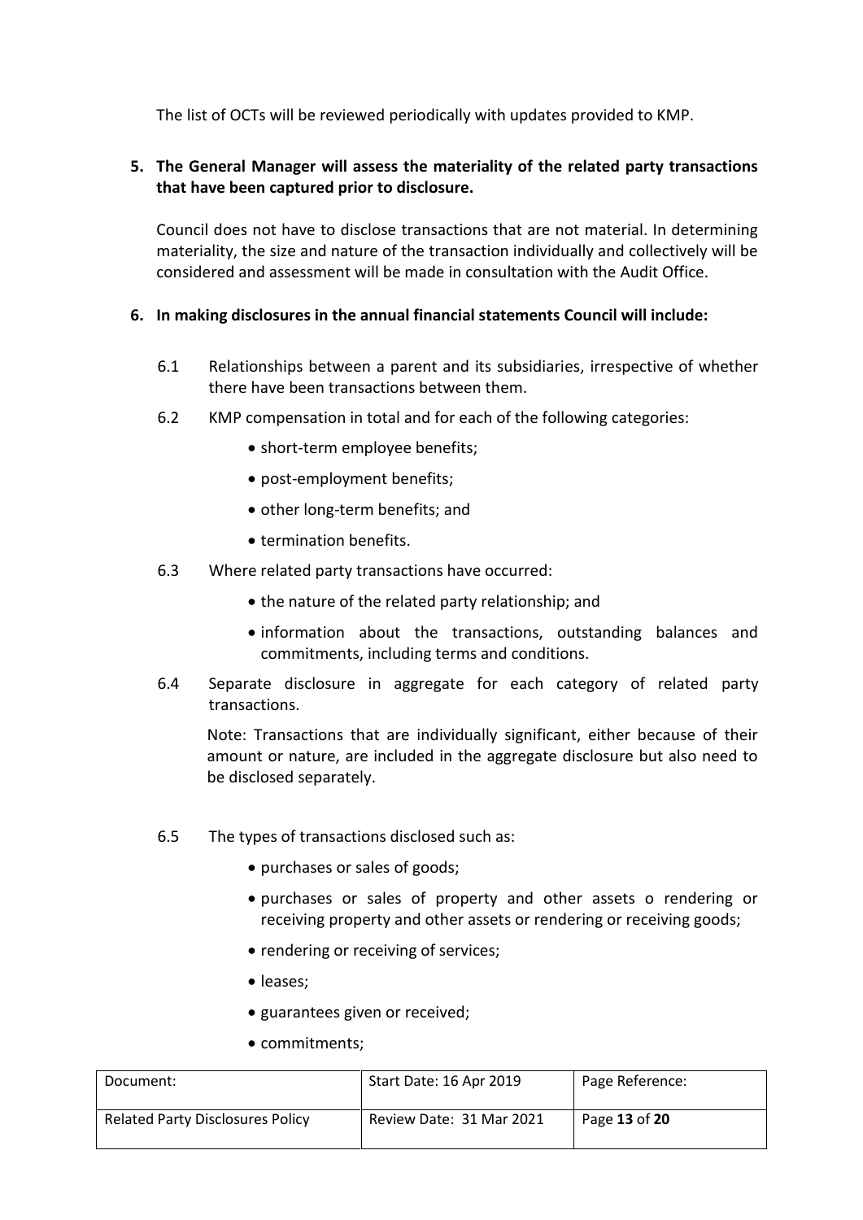The list of OCTs will be reviewed periodically with updates provided to KMP.

**5. The General Manager will assess the materiality of the related party transactions that have been captured prior to disclosure.**

Council does not have to disclose transactions that are not material. In determining materiality, the size and nature of the transaction individually and collectively will be considered and assessment will be made in consultation with the Audit Office.

**6. In making disclosures in the annual financial statements Council will include:**

6.1 Relationships between a parent and its subsidiaries, irrespective of whether there have been transactions between them.

6.2 KMP compensation in total and for each of the following categories:

- short-term employee benefits;
- post-employment benefits;
- other long-term benefits; and
- termination benefits.

6.3 Where related party transactions have occurred:

- the nature of the related party relationship; and
- information about the transactions, outstanding balances and commitments, including terms and conditions.

6.4 Separate disclosure in aggregate for each category of related party transactions.

Note: Transactions that are individually significant, either because of their amount or nature, are included in the aggregate disclosure but also need to be disclosed separately.

6.5 The types of transactions disclosed such as:

- purchases or sales of goods;
- purchases or sales of property and other assets o rendering or receiving property and other assets or rendering or receiving goods;
- rendering or receiving of services;
- leases;
- guarantees given or received;
- commitments;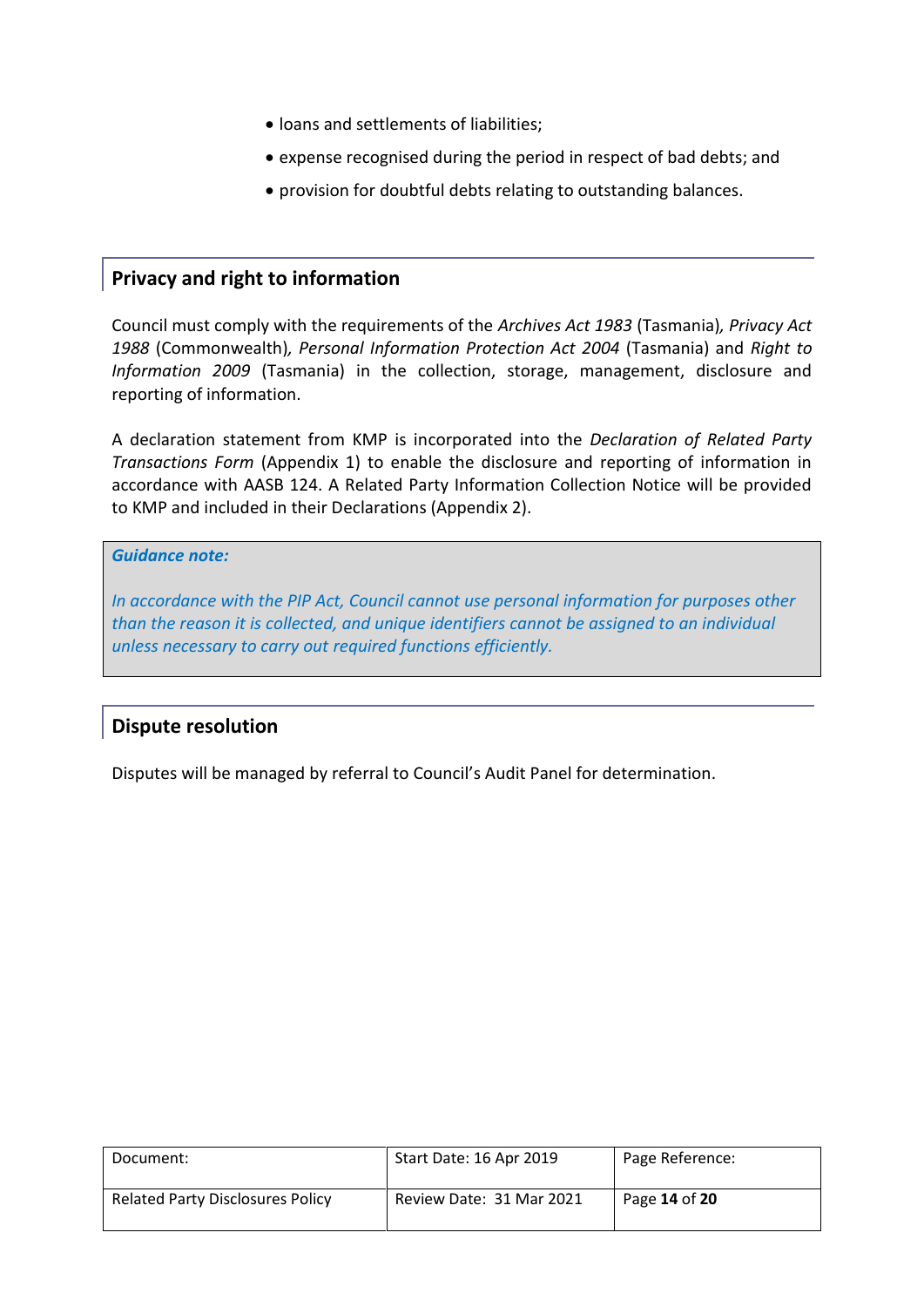- loans and settlements of liabilities;
- expense recognised during the period in respect of bad debts; and
- provision for doubtful debts relating to outstanding balances.

## Privacy and right to information

Council must comply with the requirements of the *Archives Act 1983* (Tasmania), *Privacy Act 1988* (Commonwealth), *Personal Information Protection Act 2004* (Tasmania) and *Right to Information 2009* (Tasmania) in the collection, storage, management, disclosure and reporting of information.

A declaration statement from KMP is incorporated into the *Declaration of Related Party Transactions Form* (Appendix 1) to enable the disclosure and reporting of information in accordance with AASB 124. A Related Party Information Collection Notice will be provided to KMP and included in their Declarations (Appendix 2).

> ***Guidance note:***
>
> *In accordance with the PIP Act, Council cannot use personal information for purposes other than the reason it is collected, and unique identifiers cannot be assigned to an individual unless necessary to carry out required functions efficiently.*

## Dispute resolution

Disputes will be managed by referral to Council's Audit Panel for determination.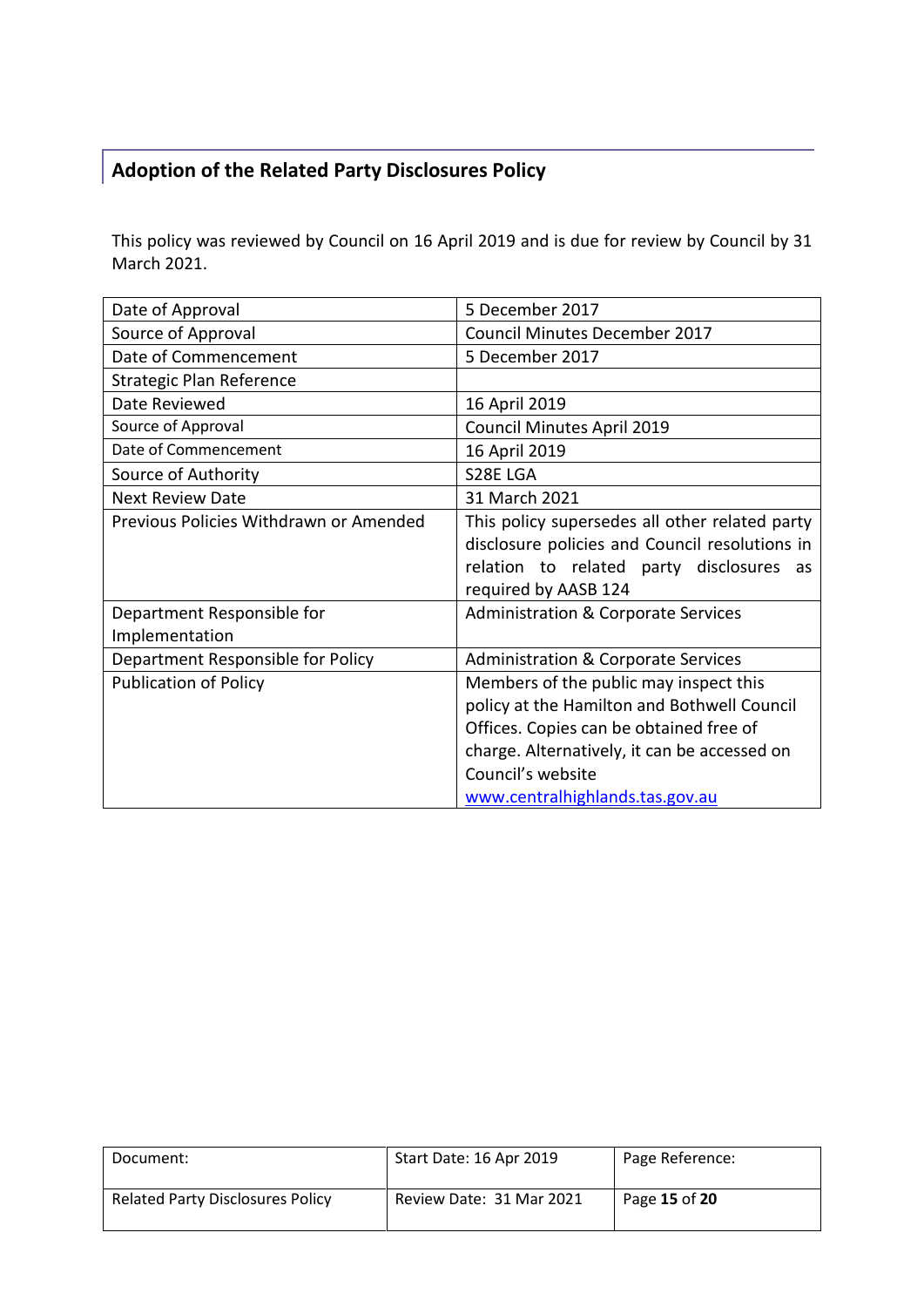## Adoption of the Related Party Disclosures Policy

This policy was reviewed by Council on 16 April 2019 and is due for review by Council by 31 March 2021.

| | |
|---|---|
| Date of Approval | 5 December 2017 |
| Source of Approval | Council Minutes December 2017 |
| Date of Commencement | 5 December 2017 |
| Strategic Plan Reference | |
| Date Reviewed | 16 April 2019 |
| Source of Approval | Council Minutes April 2019 |
| Date of Commencement | 16 April 2019 |
| Source of Authority | S28E LGA |
| Next Review Date | 31 March 2021 |
| Previous Policies Withdrawn or Amended | This policy supersedes all other related party disclosure policies and Council resolutions in relation to related party disclosures as required by AASB 124 |
| Department Responsible for Implementation | Administration & Corporate Services |
| Department Responsible for Policy | Administration & Corporate Services |
| Publication of Policy | Members of the public may inspect this policy at the Hamilton and Bothwell Council Offices. Copies can be obtained free of charge. Alternatively, it can be accessed on Council's website www.centralhighlands.tas.gov.au |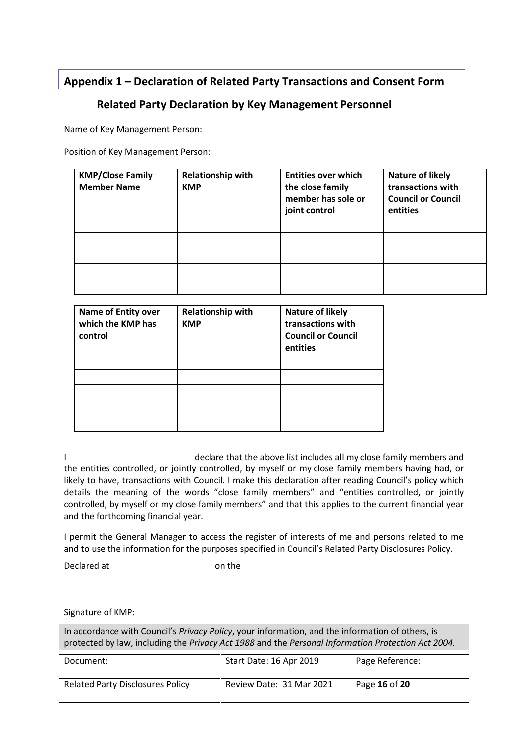## Appendix 1 – Declaration of Related Party Transactions and Consent Form

### Related Party Declaration by Key Management Personnel

Name of Key Management Person:

Position of Key Management Person:

| KMP/Close Family Member Name | Relationship with KMP | Entities over which the close family member has sole or joint control | Nature of likely transactions with Council or Council entities |
|---|---|---|---|
| | | | |
| | | | |
| | | | |
| | | | |
| | | | |

| Name of Entity over which the KMP has control | Relationship with KMP | Nature of likely transactions with Council or Council entities |
|---|---|---|
| | | |
| | | |
| | | |
| | | |
| | | |

I declare that the above list includes all my close family members and the entities controlled, or jointly controlled, by myself or my close family members having had, or likely to have, transactions with Council. I make this declaration after reading Council's policy which details the meaning of the words "close family members" and "entities controlled, or jointly controlled, by myself or my close family members" and that this applies to the current financial year and the forthcoming financial year.

I permit the General Manager to access the register of interests of me and persons related to me and to use the information for the purposes specified in Council's Related Party Disclosures Policy.

Declared at on the

Signature of KMP:

In accordance with Council's *Privacy Policy*, your information, and the information of others, is protected by law, including the *Privacy Act 1988* and the *Personal Information Protection Act 2004.*

| Document: | Start Date: 16 Apr 2019 | Page Reference: |
|---|---|---|
| Related Party Disclosures Policy | Review Date: 31 Mar 2021 | Page **16** of **20** |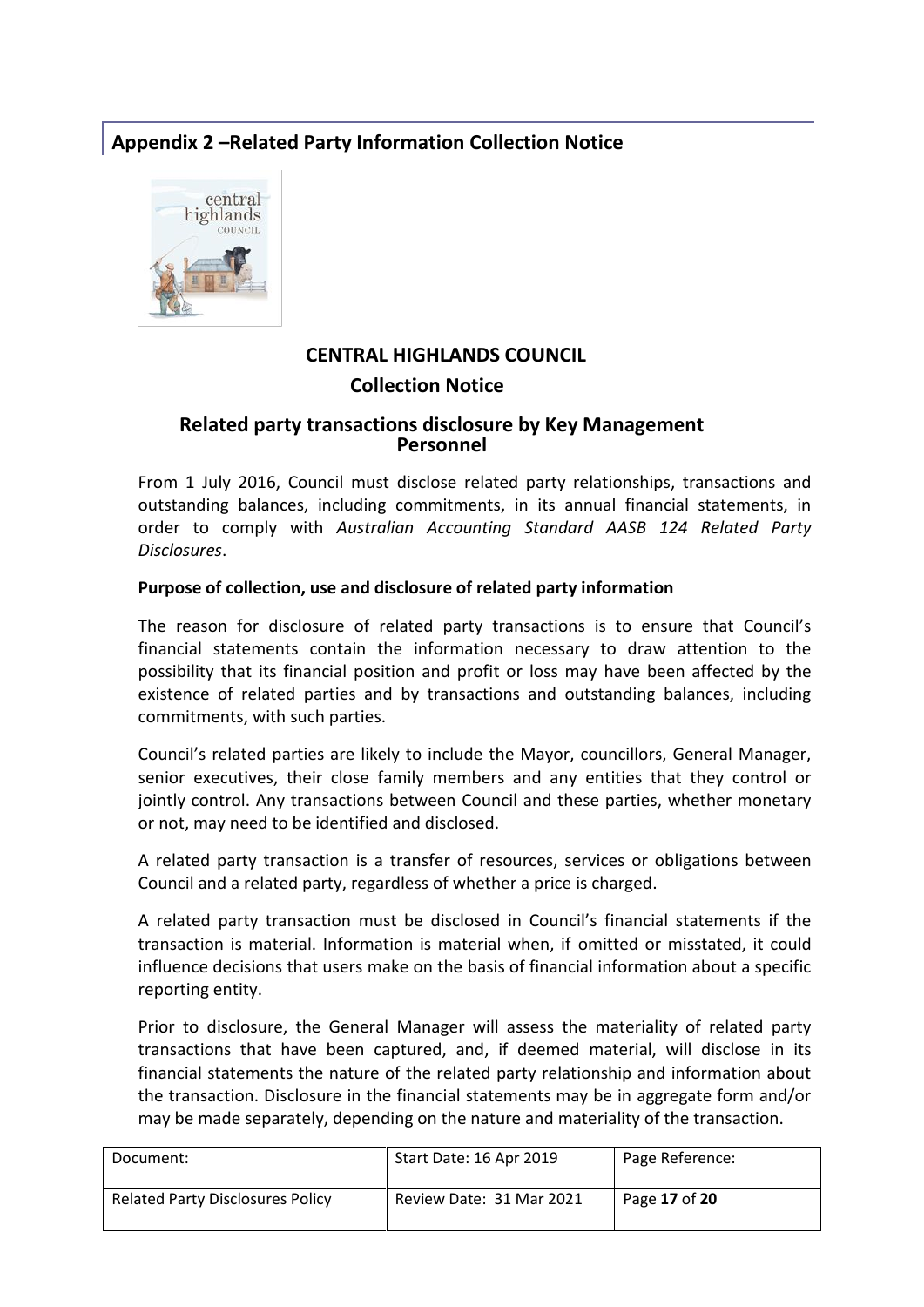## Appendix 2 –Related Party Information Collection Notice

**CENTRAL HIGHLANDS COUNCIL**

**Collection Notice**

### Related party transactions disclosure by Key Management Personnel

From 1 July 2016, Council must disclose related party relationships, transactions and outstanding balances, including commitments, in its annual financial statements, in order to comply with *Australian Accounting Standard AASB 124 Related Party Disclosures*.

**Purpose of collection, use and disclosure of related party information**

The reason for disclosure of related party transactions is to ensure that Council's financial statements contain the information necessary to draw attention to the possibility that its financial position and profit or loss may have been affected by the existence of related parties and by transactions and outstanding balances, including commitments, with such parties.

Council's related parties are likely to include the Mayor, councillors, General Manager, senior executives, their close family members and any entities that they control or jointly control. Any transactions between Council and these parties, whether monetary or not, may need to be identified and disclosed.

A related party transaction is a transfer of resources, services or obligations between Council and a related party, regardless of whether a price is charged.

A related party transaction must be disclosed in Council's financial statements if the transaction is material. Information is material when, if omitted or misstated, it could influence decisions that users make on the basis of financial information about a specific reporting entity.

Prior to disclosure, the General Manager will assess the materiality of related party transactions that have been captured, and, if deemed material, will disclose in its financial statements the nature of the related party relationship and information about the transaction. Disclosure in the financial statements may be in aggregate form and/or may be made separately, depending on the nature and materiality of the transaction.

| Document: | Start Date: 16 Apr 2019 | Page Reference: |
|---|---|---|
| Related Party Disclosures Policy | Review Date: 31 Mar 2021 | Page **17** of **20** |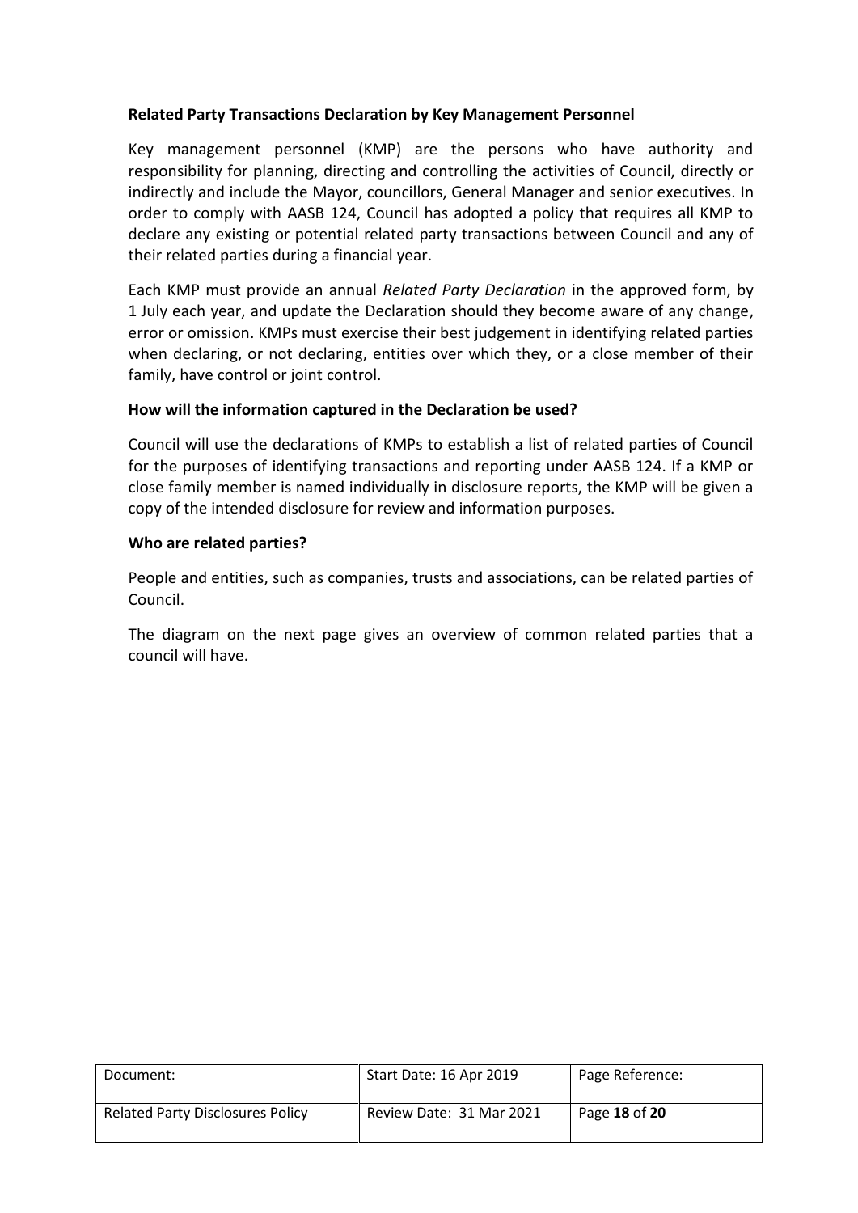**Related Party Transactions Declaration by Key Management Personnel**

Key management personnel (KMP) are the persons who have authority and responsibility for planning, directing and controlling the activities of Council, directly or indirectly and include the Mayor, councillors, General Manager and senior executives. In order to comply with AASB 124, Council has adopted a policy that requires all KMP to declare any existing or potential related party transactions between Council and any of their related parties during a financial year.

Each KMP must provide an annual *Related Party Declaration* in the approved form, by 1 July each year, and update the Declaration should they become aware of any change, error or omission. KMPs must exercise their best judgement in identifying related parties when declaring, or not declaring, entities over which they, or a close member of their family, have control or joint control.

**How will the information captured in the Declaration be used?**

Council will use the declarations of KMPs to establish a list of related parties of Council for the purposes of identifying transactions and reporting under AASB 124. If a KMP or close family member is named individually in disclosure reports, the KMP will be given a copy of the intended disclosure for review and information purposes.

**Who are related parties?**

People and entities, such as companies, trusts and associations, can be related parties of Council.

The diagram on the next page gives an overview of common related parties that a council will have.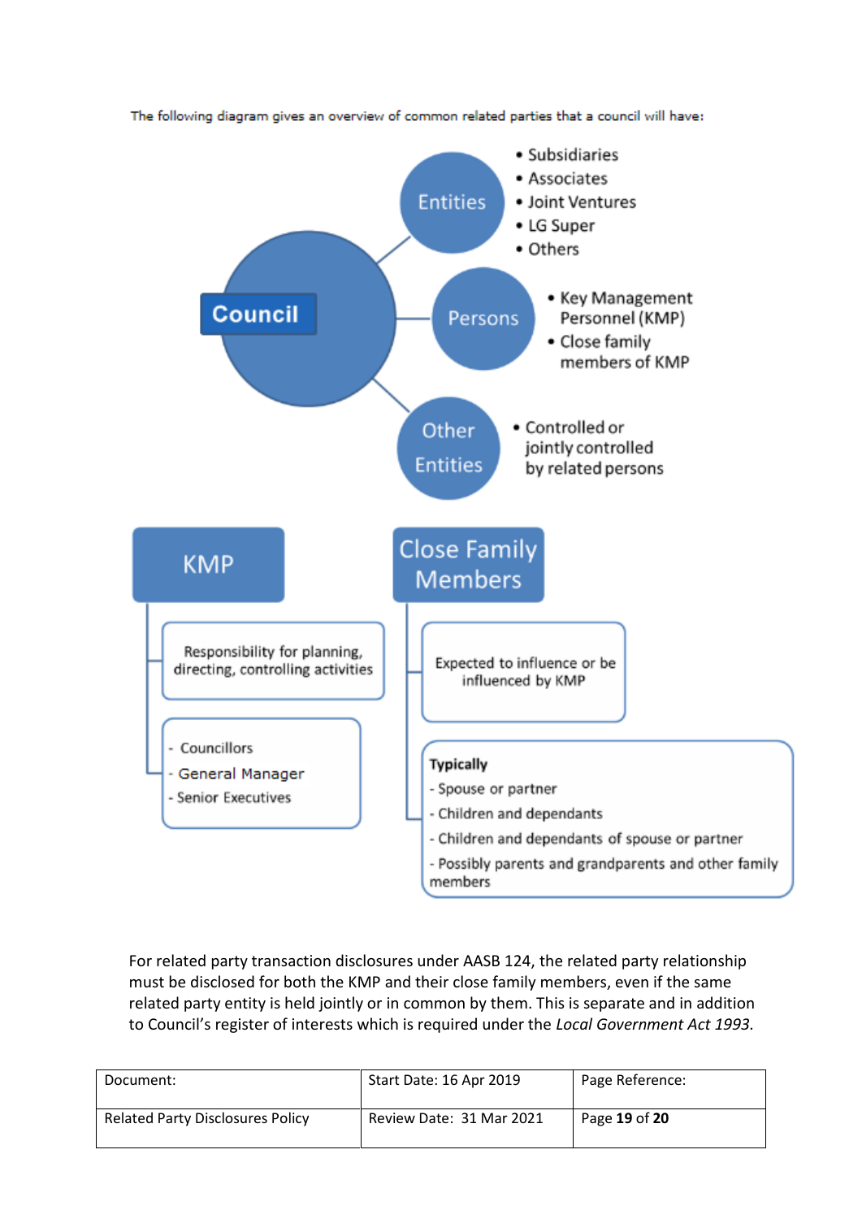The following diagram gives an overview of common related parties that a council will have:

**Council**

- **Entities**
  - Subsidiaries
  - Associates
  - Joint Ventures
  - LG Super
  - Others
- **Persons**
  - Key Management Personnel (KMP)
  - Close family members of KMP
- **Other Entities**
  - Controlled or jointly controlled by related persons

**KMP**

- Responsibility for planning, directing, controlling activities
- - Councillors
  - General Manager
  - Senior Executives

**Close Family Members**

- Expected to influence or be influenced by KMP
- **Typically**
  - Spouse or partner
  - Children and dependants
  - Children and dependants of spouse or partner
  - Possibly parents and grandparents and other family members

For related party transaction disclosures under AASB 124, the related party relationship must be disclosed for both the KMP and their close family members, even if the same related party entity is held jointly or in common by them. This is separate and in addition to Council's register of interests which is required under the *Local Government Act 1993.*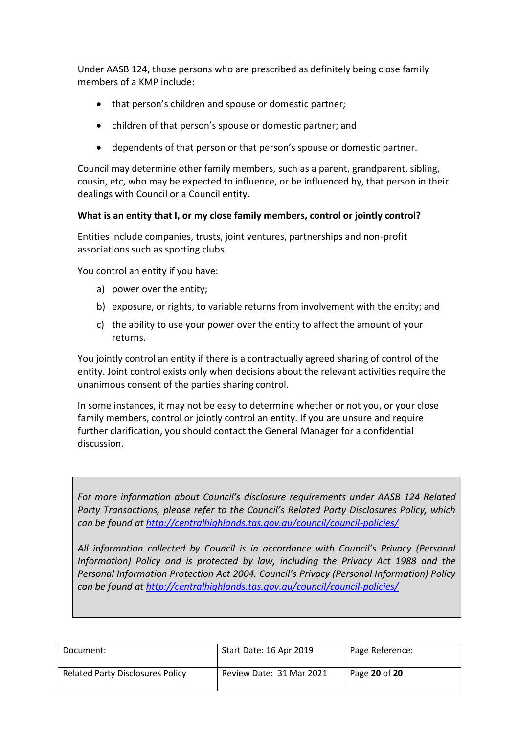Under AASB 124, those persons who are prescribed as definitely being close family members of a KMP include:

- that person's children and spouse or domestic partner;
- children of that person's spouse or domestic partner; and
- dependents of that person or that person's spouse or domestic partner.

Council may determine other family members, such as a parent, grandparent, sibling, cousin, etc, who may be expected to influence, or be influenced by, that person in their dealings with Council or a Council entity.

**What is an entity that I, or my close family members, control or jointly control?**

Entities include companies, trusts, joint ventures, partnerships and non-profit associations such as sporting clubs.

You control an entity if you have:

a) power over the entity;

b) exposure, or rights, to variable returns from involvement with the entity; and

c) the ability to use your power over the entity to affect the amount of your returns.

You jointly control an entity if there is a contractually agreed sharing of control of the entity. Joint control exists only when decisions about the relevant activities require the unanimous consent of the parties sharing control.

In some instances, it may not be easy to determine whether or not you, or your close family members, control or jointly control an entity. If you are unsure and require further clarification, you should contact the General Manager for a confidential discussion.

*For more information about Council's disclosure requirements under AASB 124 Related Party Transactions, please refer to the Council's Related Party Disclosures Policy, which can be found at [http://centralhighlands.tas.gov.au/council/council-policies/](http://centralhighlands.tas.gov.au/council/council-policies/)*

*All information collected by Council is in accordance with Council's Privacy (Personal Information) Policy and is protected by law, including the Privacy Act 1988 and the Personal Information Protection Act 2004. Council's Privacy (Personal Information) Policy can be found at [http://centralhighlands.tas.gov.au/council/council-policies/](http://centralhighlands.tas.gov.au/council/council-policies/)*